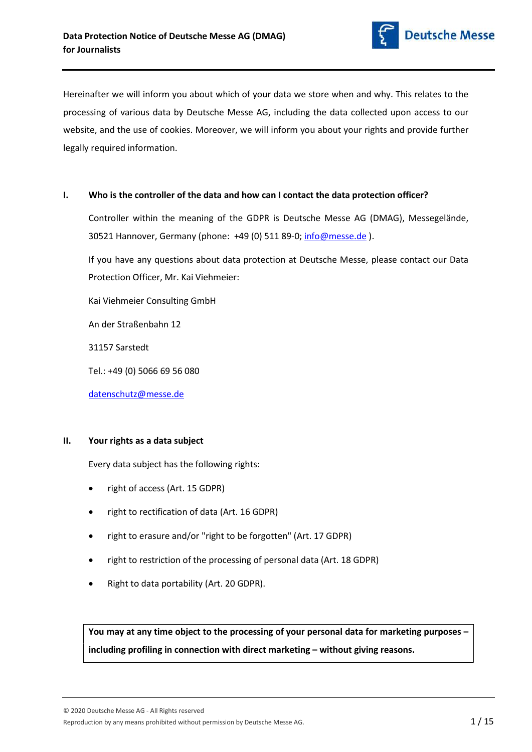# Data Protection Notice of Deutsche Messe AG (DMAG) for Journalists

Hereinafter we will inform you about which of your data we store when and why. This relates to the processing of various data by Deutsche Messe AG, including the data collected upon access to our website, and the use of cookies. Moreover, we will inform you about your rights and provide further legally required information.

## I. Who is the controller of the data and how can I contact the data protection officer?

Controller within the meaning of the GDPR is Deutsche Messe AG (DMAG), Messegelände, 30521 Hannover, Germany (phone: +49 (0) 511 89-0; info@messe.de ).

If you have any questions about data protection at Deutsche Messe, please contact our Data Protection Officer, Mr. Kai Viehmeier:

Kai Viehmeier Consulting GmbH

An der Straßenbahn 12

31157 Sarstedt

Tel.: +49 (0) 5066 69 56 080

datenschutz@messe.de

## II. Your rights as a data subject

Every data subject has the following rights:

- right of access (Art. 15 GDPR)
- right to rectification of data (Art. 16 GDPR)
- right to erasure and/or "right to be forgotten" (Art. 17 GDPR)
- right to restriction of the processing of personal data (Art. 18 GDPR)
- Right to data portability (Art. 20 GDPR).

**You may at any time object to the processing of your personal data for marketing purposes – including profiling in connection with direct marketing – without giving reasons.**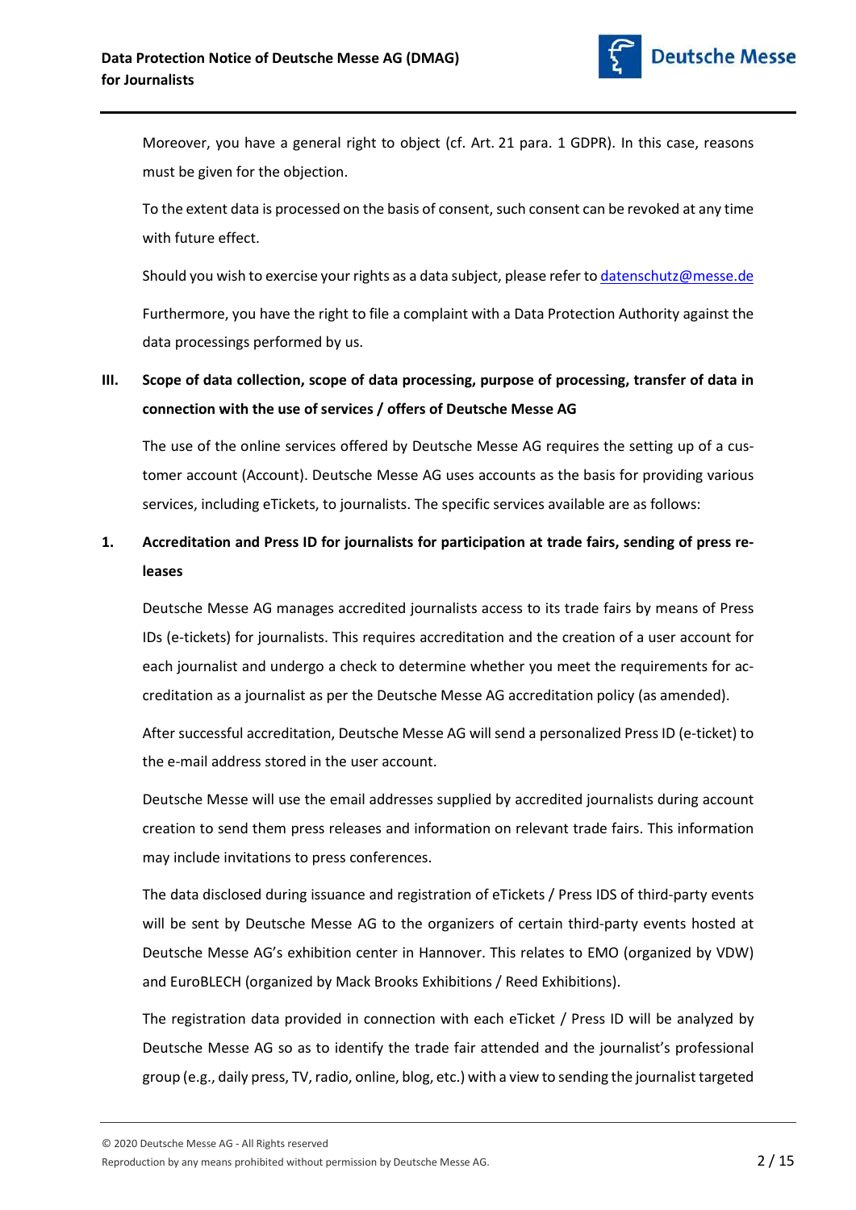Moreover, you have a general right to object (cf. Art. 21 para. 1 GDPR). In this case, reasons must be given for the objection.

To the extent data is processed on the basis of consent, such consent can be revoked at any time with future effect.

Should you wish to exercise your rights as a data subject, please refer to [datenschutz@messe.de](mailto:datenschutz@messe.de)

Furthermore, you have the right to file a complaint with a Data Protection Authority against the data processings performed by us.

## III. Scope of data collection, scope of data processing, purpose of processing, transfer of data in connection with the use of services / offers of Deutsche Messe AG

The use of the online services offered by Deutsche Messe AG requires the setting up of a customer account (Account). Deutsche Messe AG uses accounts as the basis for providing various services, including eTickets, to journalists. The specific services available are as follows:

### 1. Accreditation and Press ID for journalists for participation at trade fairs, sending of press releases

Deutsche Messe AG manages accredited journalists access to its trade fairs by means of Press IDs (e-tickets) for journalists. This requires accreditation and the creation of a user account for each journalist and undergo a check to determine whether you meet the requirements for accreditation as a journalist as per the Deutsche Messe AG accreditation policy (as amended).

After successful accreditation, Deutsche Messe AG will send a personalized Press ID (e-ticket) to the e-mail address stored in the user account.

Deutsche Messe will use the email addresses supplied by accredited journalists during account creation to send them press releases and information on relevant trade fairs. This information may include invitations to press conferences.

The data disclosed during issuance and registration of eTickets / Press IDS of third-party events will be sent by Deutsche Messe AG to the organizers of certain third-party events hosted at Deutsche Messe AG's exhibition center in Hannover. This relates to EMO (organized by VDW) and EuroBLECH (organized by Mack Brooks Exhibitions / Reed Exhibitions).

The registration data provided in connection with each eTicket / Press ID will be analyzed by Deutsche Messe AG so as to identify the trade fair attended and the journalist's professional group (e.g., daily press, TV, radio, online, blog, etc.) with a view to sending the journalist targeted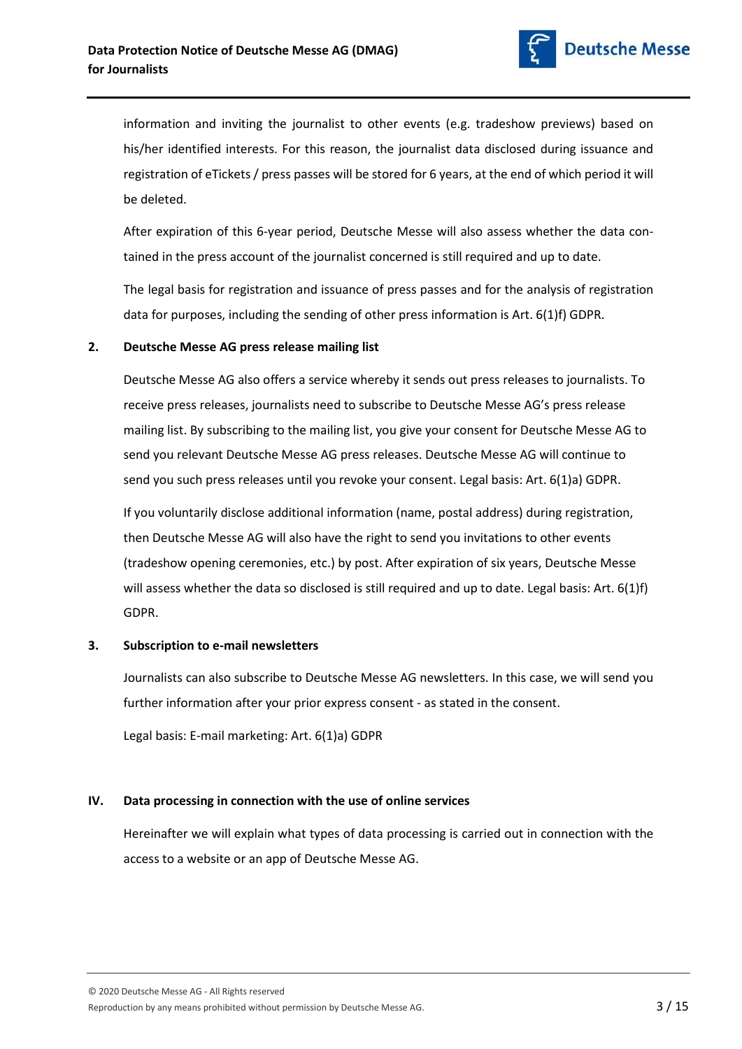information and inviting the journalist to other events (e.g. tradeshow previews) based on his/her identified interests. For this reason, the journalist data disclosed during issuance and registration of eTickets / press passes will be stored for 6 years, at the end of which period it will be deleted.

After expiration of this 6-year period, Deutsche Messe will also assess whether the data contained in the press account of the journalist concerned is still required and up to date.

The legal basis for registration and issuance of press passes and for the analysis of registration data for purposes, including the sending of other press information is Art. 6(1)f) GDPR.

### 2. Deutsche Messe AG press release mailing list

Deutsche Messe AG also offers a service whereby it sends out press releases to journalists. To receive press releases, journalists need to subscribe to Deutsche Messe AG's press release mailing list. By subscribing to the mailing list, you give your consent for Deutsche Messe AG to send you relevant Deutsche Messe AG press releases. Deutsche Messe AG will continue to send you such press releases until you revoke your consent. Legal basis: Art. 6(1)a) GDPR.

If you voluntarily disclose additional information (name, postal address) during registration, then Deutsche Messe AG will also have the right to send you invitations to other events (tradeshow opening ceremonies, etc.) by post. After expiration of six years, Deutsche Messe will assess whether the data so disclosed is still required and up to date. Legal basis: Art. 6(1)f) GDPR.

### 3. Subscription to e-mail newsletters

Journalists can also subscribe to Deutsche Messe AG newsletters. In this case, we will send you further information after your prior express consent - as stated in the consent.

Legal basis: E-mail marketing: Art. 6(1)a) GDPR

## IV. Data processing in connection with the use of online services

Hereinafter we will explain what types of data processing is carried out in connection with the access to a website or an app of Deutsche Messe AG.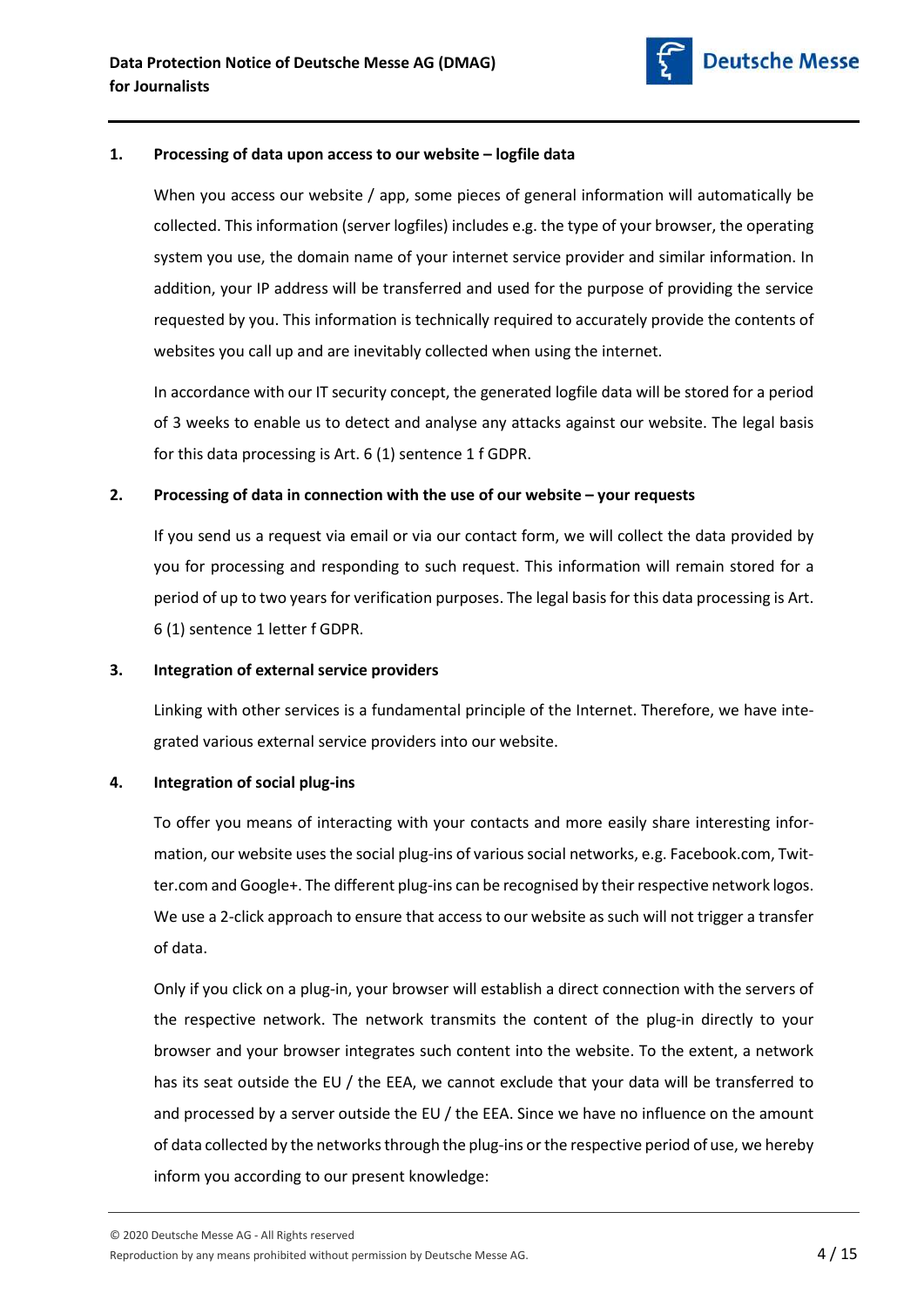## 1. Processing of data upon access to our website – logfile data

When you access our website / app, some pieces of general information will automatically be collected. This information (server logfiles) includes e.g. the type of your browser, the operating system you use, the domain name of your internet service provider and similar information. In addition, your IP address will be transferred and used for the purpose of providing the service requested by you. This information is technically required to accurately provide the contents of websites you call up and are inevitably collected when using the internet.

In accordance with our IT security concept, the generated logfile data will be stored for a period of 3 weeks to enable us to detect and analyse any attacks against our website. The legal basis for this data processing is Art. 6 (1) sentence 1 f GDPR.

## 2. Processing of data in connection with the use of our website – your requests

If you send us a request via email or via our contact form, we will collect the data provided by you for processing and responding to such request. This information will remain stored for a period of up to two years for verification purposes. The legal basis for this data processing is Art. 6 (1) sentence 1 letter f GDPR.

## 3. Integration of external service providers

Linking with other services is a fundamental principle of the Internet. Therefore, we have integrated various external service providers into our website.

## 4. Integration of social plug-ins

To offer you means of interacting with your contacts and more easily share interesting information, our website uses the social plug-ins of various social networks, e.g. Facebook.com, Twitter.com and Google+. The different plug-ins can be recognised by their respective network logos. We use a 2-click approach to ensure that access to our website as such will not trigger a transfer of data.

Only if you click on a plug-in, your browser will establish a direct connection with the servers of the respective network. The network transmits the content of the plug-in directly to your browser and your browser integrates such content into the website. To the extent, a network has its seat outside the EU / the EEA, we cannot exclude that your data will be transferred to and processed by a server outside the EU / the EEA. Since we have no influence on the amount of data collected by the networks through the plug-ins or the respective period of use, we hereby inform you according to our present knowledge: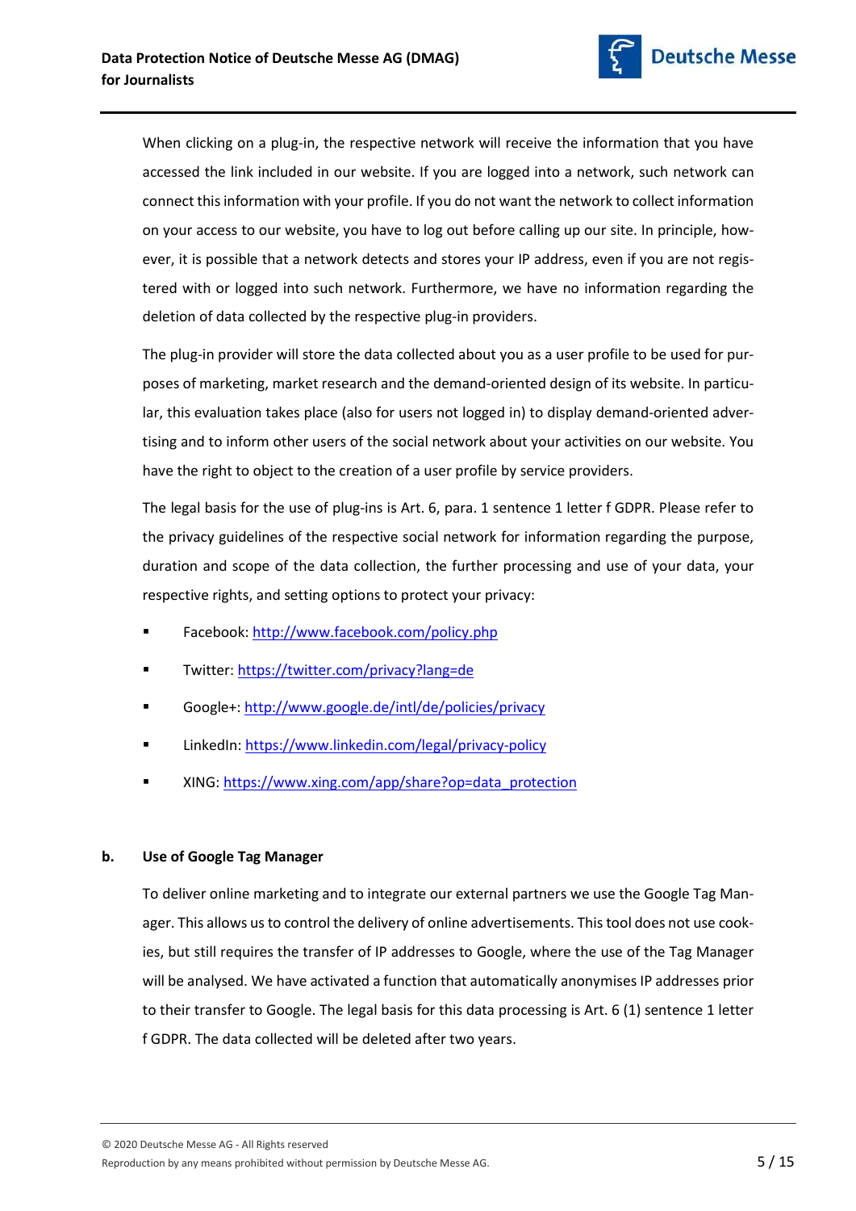When clicking on a plug-in, the respective network will receive the information that you have accessed the link included in our website. If you are logged into a network, such network can connect this information with your profile. If you do not want the network to collect information on your access to our website, you have to log out before calling up our site. In principle, however, it is possible that a network detects and stores your IP address, even if you are not registered with or logged into such network. Furthermore, we have no information regarding the deletion of data collected by the respective plug-in providers.

The plug-in provider will store the data collected about you as a user profile to be used for purposes of marketing, market research and the demand-oriented design of its website. In particular, this evaluation takes place (also for users not logged in) to display demand-oriented advertising and to inform other users of the social network about your activities on our website. You have the right to object to the creation of a user profile by service providers.

The legal basis for the use of plug-ins is Art. 6, para. 1 sentence 1 letter f GDPR. Please refer to the privacy guidelines of the respective social network for information regarding the purpose, duration and scope of the data collection, the further processing and use of your data, your respective rights, and setting options to protect your privacy:

- Facebook: http://www.facebook.com/policy.php
- Twitter: https://twitter.com/privacy?lang=de
- Google+: http://www.google.de/intl/de/policies/privacy
- LinkedIn: https://www.linkedin.com/legal/privacy-policy
- XING: https://www.xing.com/app/share?op=data_protection

### b. Use of Google Tag Manager

To deliver online marketing and to integrate our external partners we use the Google Tag Manager. This allows us to control the delivery of online advertisements. This tool does not use cookies, but still requires the transfer of IP addresses to Google, where the use of the Tag Manager will be analysed. We have activated a function that automatically anonymises IP addresses prior to their transfer to Google. The legal basis for this data processing is Art. 6 (1) sentence 1 letter f GDPR. The data collected will be deleted after two years.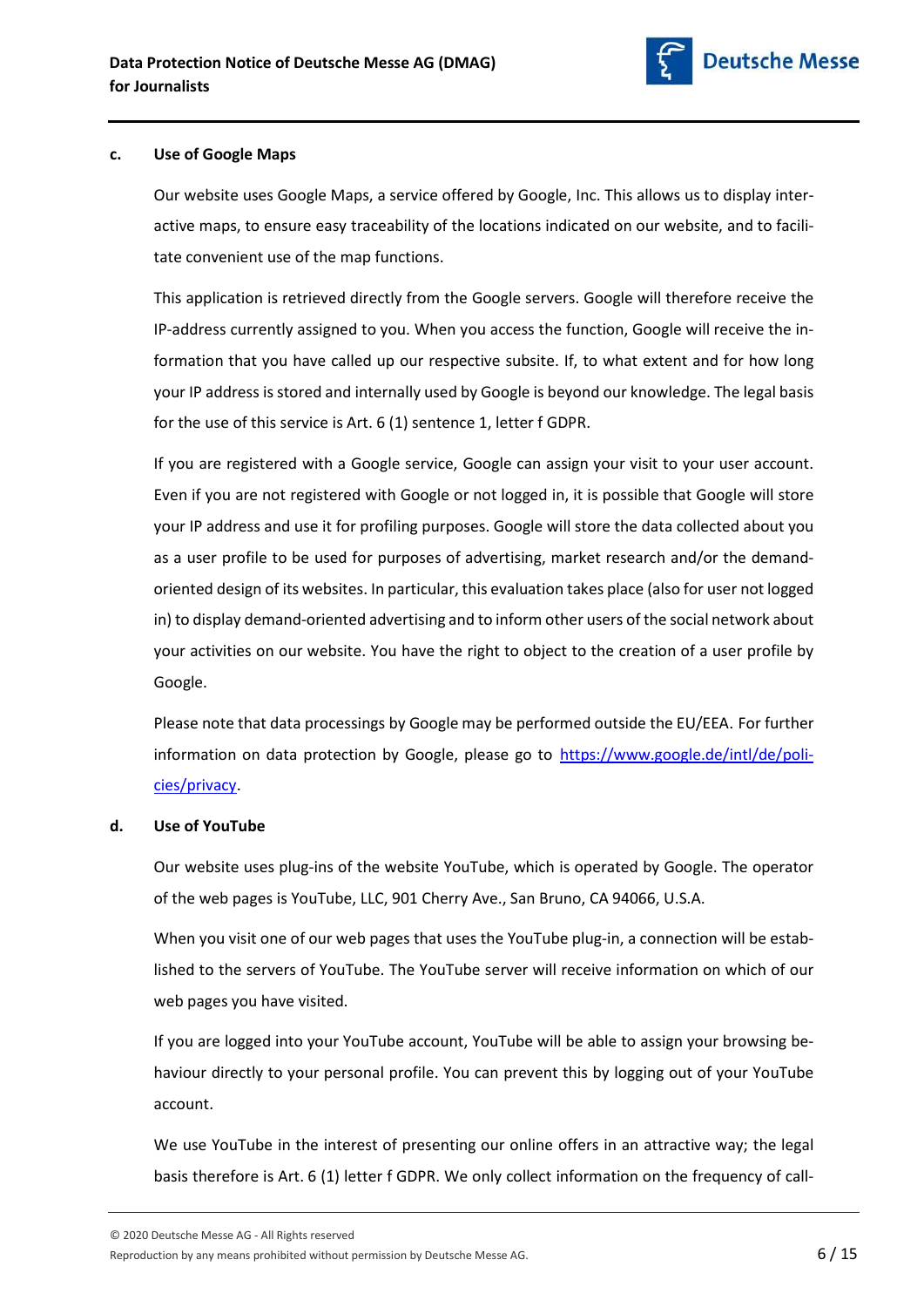### c. Use of Google Maps

Our website uses Google Maps, a service offered by Google, Inc. This allows us to display interactive maps, to ensure easy traceability of the locations indicated on our website, and to facilitate convenient use of the map functions.

This application is retrieved directly from the Google servers. Google will therefore receive the IP-address currently assigned to you. When you access the function, Google will receive the information that you have called up our respective subsite. If, to what extent and for how long your IP address is stored and internally used by Google is beyond our knowledge. The legal basis for the use of this service is Art. 6 (1) sentence 1, letter f GDPR.

If you are registered with a Google service, Google can assign your visit to your user account. Even if you are not registered with Google or not logged in, it is possible that Google will store your IP address and use it for profiling purposes. Google will store the data collected about you as a user profile to be used for purposes of advertising, market research and/or the demand-oriented design of its websites. In particular, this evaluation takes place (also for user not logged in) to display demand-oriented advertising and to inform other users of the social network about your activities on our website. You have the right to object to the creation of a user profile by Google.

Please note that data processings by Google may be performed outside the EU/EEA. For further information on data protection by Google, please go to [https://www.google.de/intl/de/policies/privacy](https://www.google.de/intl/de/policies/privacy).

### d. Use of YouTube

Our website uses plug-ins of the website YouTube, which is operated by Google. The operator of the web pages is YouTube, LLC, 901 Cherry Ave., San Bruno, CA 94066, U.S.A.

When you visit one of our web pages that uses the YouTube plug-in, a connection will be established to the servers of YouTube. The YouTube server will receive information on which of our web pages you have visited.

If you are logged into your YouTube account, YouTube will be able to assign your browsing behaviour directly to your personal profile. You can prevent this by logging out of your YouTube account.

We use YouTube in the interest of presenting our online offers in an attractive way; the legal basis therefore is Art. 6 (1) letter f GDPR. We only collect information on the frequency of call-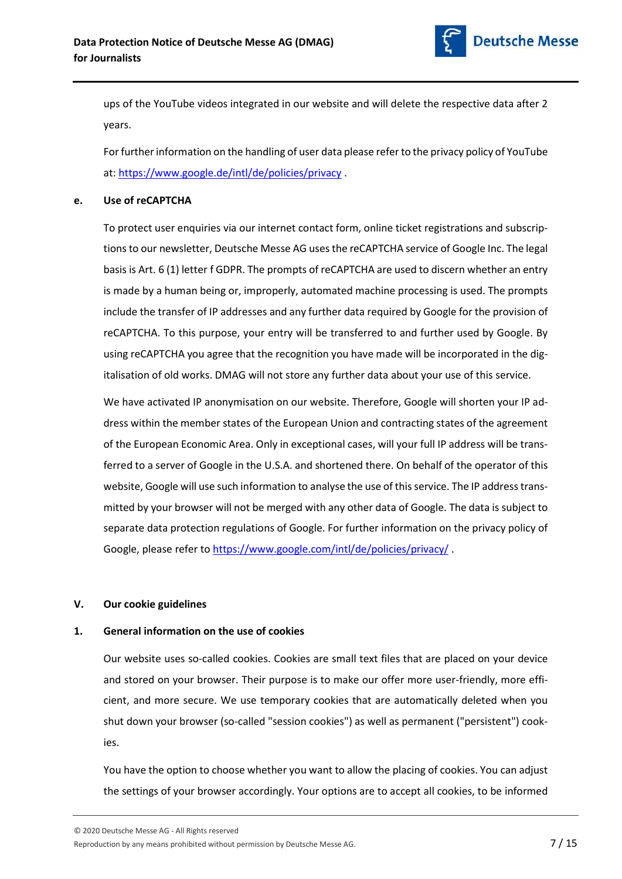ups of the YouTube videos integrated in our website and will delete the respective data after 2 years.

For further information on the handling of user data please refer to the privacy policy of YouTube at: https://www.google.de/intl/de/policies/privacy .

### e. Use of reCAPTCHA

To protect user enquiries via our internet contact form, online ticket registrations and subscriptions to our newsletter, Deutsche Messe AG uses the reCAPTCHA service of Google Inc. The legal basis is Art. 6 (1) letter f GDPR. The prompts of reCAPTCHA are used to discern whether an entry is made by a human being or, improperly, automated machine processing is used. The prompts include the transfer of IP addresses and any further data required by Google for the provision of reCAPTCHA. To this purpose, your entry will be transferred to and further used by Google. By using reCAPTCHA you agree that the recognition you have made will be incorporated in the digitalisation of old works. DMAG will not store any further data about your use of this service.

We have activated IP anonymisation on our website. Therefore, Google will shorten your IP address within the member states of the European Union and contracting states of the agreement of the European Economic Area. Only in exceptional cases, will your full IP address will be transferred to a server of Google in the U.S.A. and shortened there. On behalf of the operator of this website, Google will use such information to analyse the use of this service. The IP address transmitted by your browser will not be merged with any other data of Google. The data is subject to separate data protection regulations of Google. For further information on the privacy policy of Google, please refer to https://www.google.com/intl/de/policies/privacy/ .

## V. Our cookie guidelines

### 1. General information on the use of cookies

Our website uses so-called cookies. Cookies are small text files that are placed on your device and stored on your browser. Their purpose is to make our offer more user-friendly, more efficient, and more secure. We use temporary cookies that are automatically deleted when you shut down your browser (so-called "session cookies") as well as permanent ("persistent") cookies.

You have the option to choose whether you want to allow the placing of cookies. You can adjust the settings of your browser accordingly. Your options are to accept all cookies, to be informed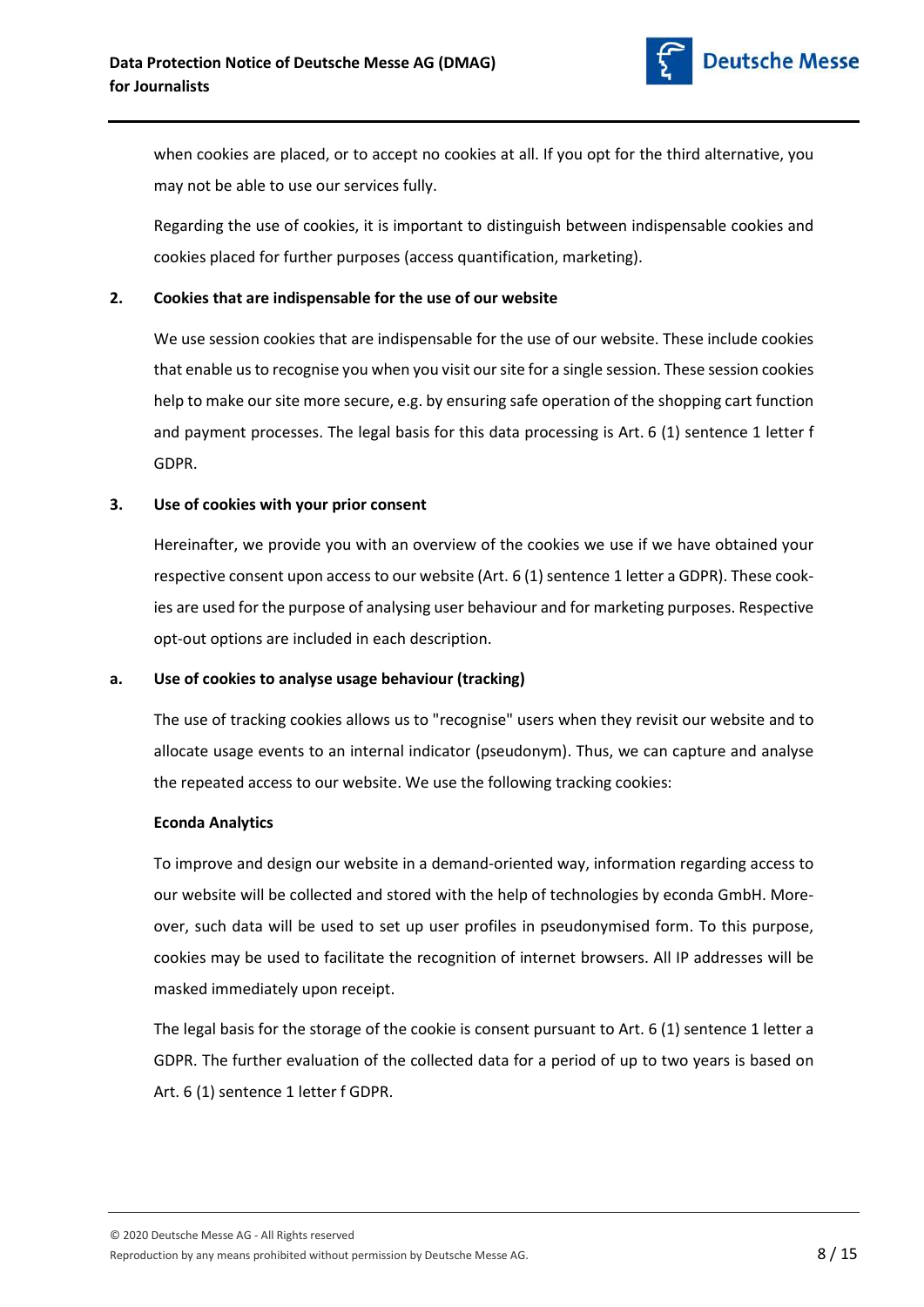when cookies are placed, or to accept no cookies at all. If you opt for the third alternative, you may not be able to use our services fully.

Regarding the use of cookies, it is important to distinguish between indispensable cookies and cookies placed for further purposes (access quantification, marketing).

## 2. Cookies that are indispensable for the use of our website

We use session cookies that are indispensable for the use of our website. These include cookies that enable us to recognise you when you visit our site for a single session. These session cookies help to make our site more secure, e.g. by ensuring safe operation of the shopping cart function and payment processes. The legal basis for this data processing is Art. 6 (1) sentence 1 letter f GDPR.

## 3. Use of cookies with your prior consent

Hereinafter, we provide you with an overview of the cookies we use if we have obtained your respective consent upon access to our website (Art. 6 (1) sentence 1 letter a GDPR). These cookies are used for the purpose of analysing user behaviour and for marketing purposes. Respective opt-out options are included in each description.

### a. Use of cookies to analyse usage behaviour (tracking)

The use of tracking cookies allows us to "recognise" users when they revisit our website and to allocate usage events to an internal indicator (pseudonym). Thus, we can capture and analyse the repeated access to our website. We use the following tracking cookies:

**Econda Analytics**

To improve and design our website in a demand-oriented way, information regarding access to our website will be collected and stored with the help of technologies by econda GmbH. Moreover, such data will be used to set up user profiles in pseudonymised form. To this purpose, cookies may be used to facilitate the recognition of internet browsers. All IP addresses will be masked immediately upon receipt.

The legal basis for the storage of the cookie is consent pursuant to Art. 6 (1) sentence 1 letter a GDPR. The further evaluation of the collected data for a period of up to two years is based on Art. 6 (1) sentence 1 letter f GDPR.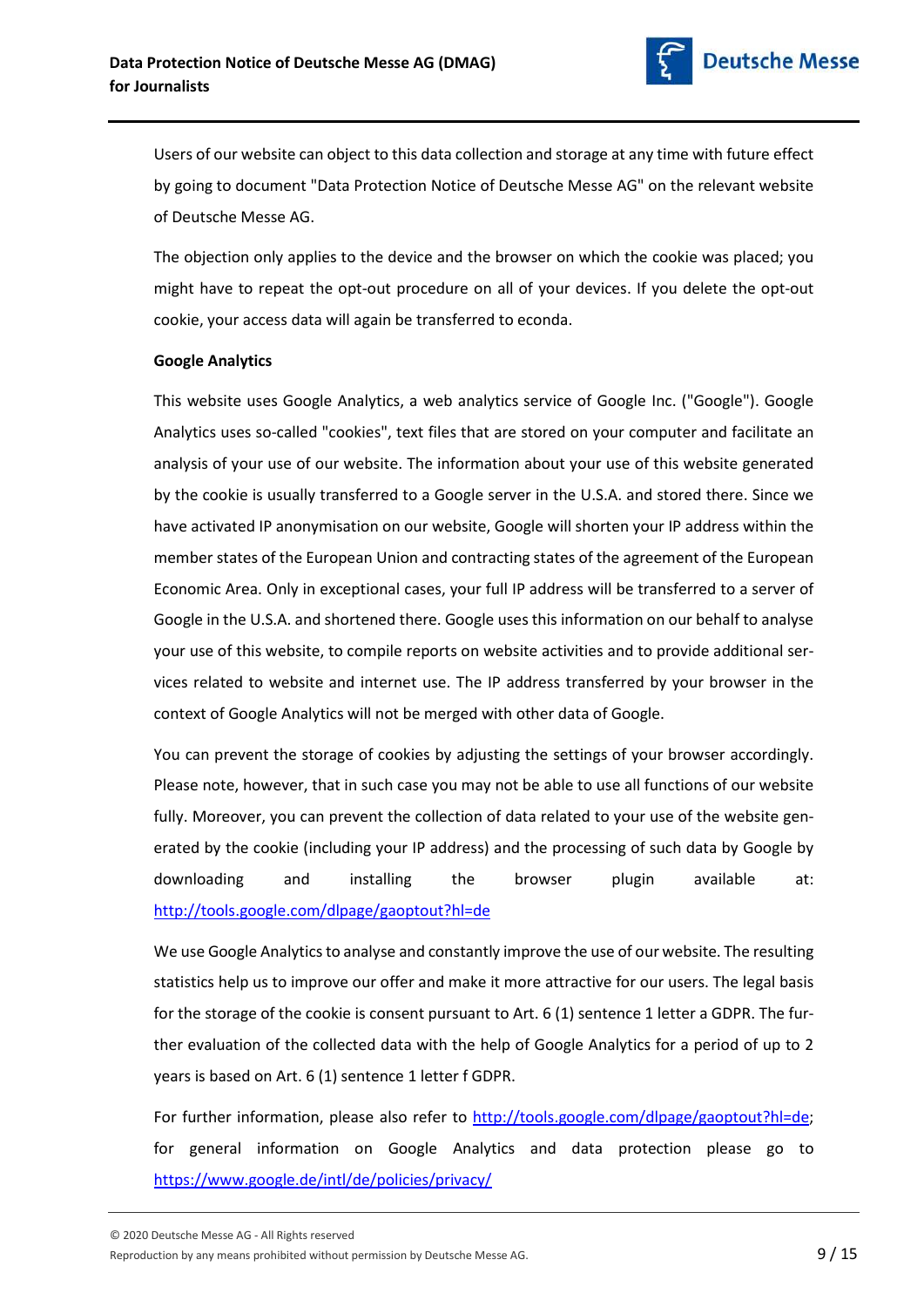Users of our website can object to this data collection and storage at any time with future effect by going to document "Data Protection Notice of Deutsche Messe AG" on the relevant website of Deutsche Messe AG.

The objection only applies to the device and the browser on which the cookie was placed; you might have to repeat the opt-out procedure on all of your devices. If you delete the opt-out cookie, your access data will again be transferred to econda.

**Google Analytics**

This website uses Google Analytics, a web analytics service of Google Inc. ("Google"). Google Analytics uses so-called "cookies", text files that are stored on your computer and facilitate an analysis of your use of our website. The information about your use of this website generated by the cookie is usually transferred to a Google server in the U.S.A. and stored there. Since we have activated IP anonymisation on our website, Google will shorten your IP address within the member states of the European Union and contracting states of the agreement of the European Economic Area. Only in exceptional cases, your full IP address will be transferred to a server of Google in the U.S.A. and shortened there. Google uses this information on our behalf to analyse your use of this website, to compile reports on website activities and to provide additional services related to website and internet use. The IP address transferred by your browser in the context of Google Analytics will not be merged with other data of Google.

You can prevent the storage of cookies by adjusting the settings of your browser accordingly. Please note, however, that in such case you may not be able to use all functions of our website fully. Moreover, you can prevent the collection of data related to your use of the website generated by the cookie (including your IP address) and the processing of such data by Google by downloading and installing the browser plugin available at: http://tools.google.com/dlpage/gaoptout?hl=de

We use Google Analytics to analyse and constantly improve the use of our website. The resulting statistics help us to improve our offer and make it more attractive for our users. The legal basis for the storage of the cookie is consent pursuant to Art. 6 (1) sentence 1 letter a GDPR. The further evaluation of the collected data with the help of Google Analytics for a period of up to 2 years is based on Art. 6 (1) sentence 1 letter f GDPR.

For further information, please also refer to http://tools.google.com/dlpage/gaoptout?hl=de; for general information on Google Analytics and data protection please go to https://www.google.de/intl/de/policies/privacy/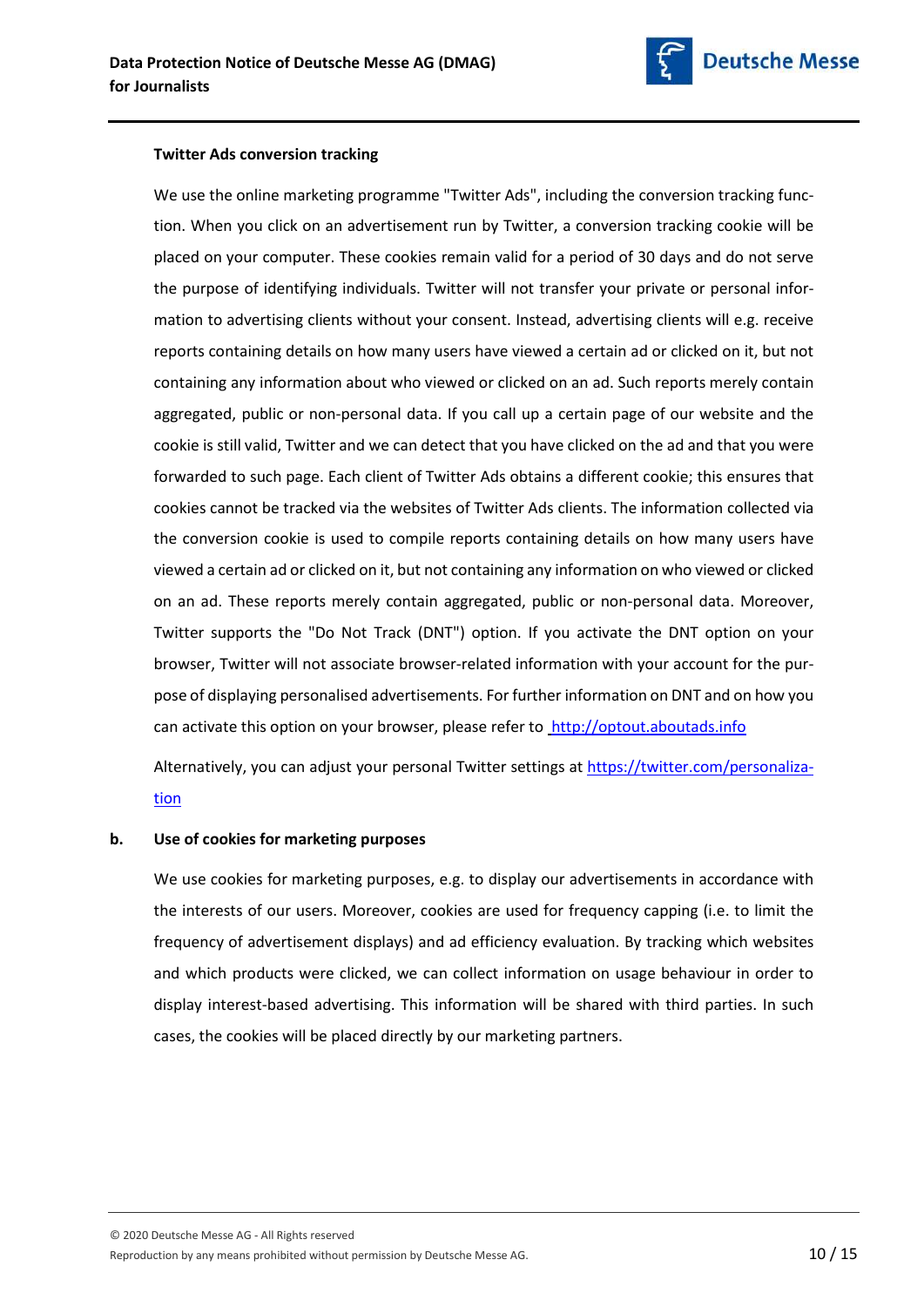**Twitter Ads conversion tracking**

We use the online marketing programme "Twitter Ads", including the conversion tracking function. When you click on an advertisement run by Twitter, a conversion tracking cookie will be placed on your computer. These cookies remain valid for a period of 30 days and do not serve the purpose of identifying individuals. Twitter will not transfer your private or personal information to advertising clients without your consent. Instead, advertising clients will e.g. receive reports containing details on how many users have viewed a certain ad or clicked on it, but not containing any information about who viewed or clicked on an ad. Such reports merely contain aggregated, public or non-personal data. If you call up a certain page of our website and the cookie is still valid, Twitter and we can detect that you have clicked on the ad and that you were forwarded to such page. Each client of Twitter Ads obtains a different cookie; this ensures that cookies cannot be tracked via the websites of Twitter Ads clients. The information collected via the conversion cookie is used to compile reports containing details on how many users have viewed a certain ad or clicked on it, but not containing any information on who viewed or clicked on an ad. These reports merely contain aggregated, public or non-personal data. Moreover, Twitter supports the "Do Not Track (DNT")" option. If you activate the DNT option on your browser, Twitter will not associate browser-related information with your account for the purpose of displaying personalised advertisements. For further information on DNT and on how you can activate this option on your browser, please refer to http://optout.aboutads.info

Alternatively, you can adjust your personal Twitter settings at https://twitter.com/personalization

**b. Use of cookies for marketing purposes**

We use cookies for marketing purposes, e.g. to display our advertisements in accordance with the interests of our users. Moreover, cookies are used for frequency capping (i.e. to limit the frequency of advertisement displays) and ad efficiency evaluation. By tracking which websites and which products were clicked, we can collect information on usage behaviour in order to display interest-based advertising. This information will be shared with third parties. In such cases, the cookies will be placed directly by our marketing partners.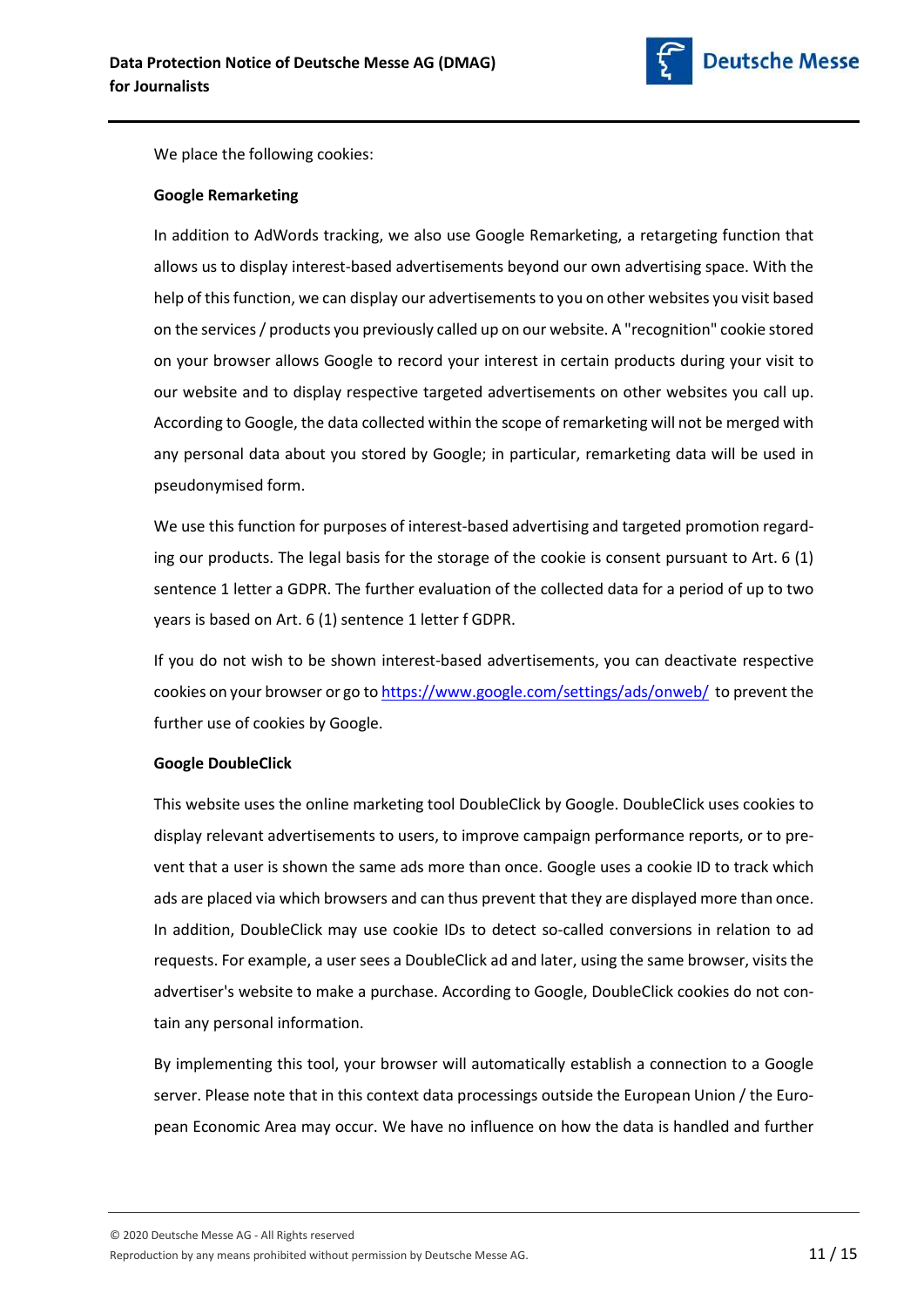We place the following cookies:

**Google Remarketing**

In addition to AdWords tracking, we also use Google Remarketing, a retargeting function that allows us to display interest-based advertisements beyond our own advertising space. With the help of this function, we can display our advertisements to you on other websites you visit based on the services / products you previously called up on our website. A "recognition" cookie stored on your browser allows Google to record your interest in certain products during your visit to our website and to display respective targeted advertisements on other websites you call up. According to Google, the data collected within the scope of remarketing will not be merged with any personal data about you stored by Google; in particular, remarketing data will be used in pseudonymised form.

We use this function for purposes of interest-based advertising and targeted promotion regarding our products. The legal basis for the storage of the cookie is consent pursuant to Art. 6 (1) sentence 1 letter a GDPR. The further evaluation of the collected data for a period of up to two years is based on Art. 6 (1) sentence 1 letter f GDPR.

If you do not wish to be shown interest-based advertisements, you can deactivate respective cookies on your browser or go to https://www.google.com/settings/ads/onweb/ to prevent the further use of cookies by Google.

**Google DoubleClick**

This website uses the online marketing tool DoubleClick by Google. DoubleClick uses cookies to display relevant advertisements to users, to improve campaign performance reports, or to prevent that a user is shown the same ads more than once. Google uses a cookie ID to track which ads are placed via which browsers and can thus prevent that they are displayed more than once. In addition, DoubleClick may use cookie IDs to detect so-called conversions in relation to ad requests. For example, a user sees a DoubleClick ad and later, using the same browser, visits the advertiser's website to make a purchase. According to Google, DoubleClick cookies do not contain any personal information.

By implementing this tool, your browser will automatically establish a connection to a Google server. Please note that in this context data processings outside the European Union / the European Economic Area may occur. We have no influence on how the data is handled and further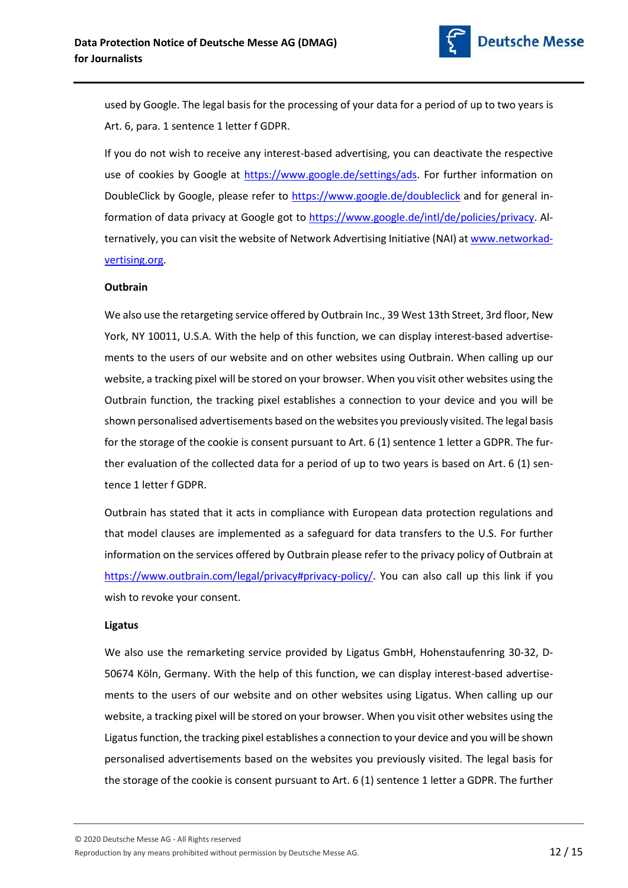used by Google. The legal basis for the processing of your data for a period of up to two years is Art. 6, para. 1 sentence 1 letter f GDPR.

If you do not wish to receive any interest-based advertising, you can deactivate the respective use of cookies by Google at https://www.google.de/settings/ads. For further information on DoubleClick by Google, please refer to https://www.google.de/doubleclick and for general information of data privacy at Google got to https://www.google.de/intl/de/policies/privacy. Alternatively, you can visit the website of Network Advertising Initiative (NAI) at www.networkadvertising.org.

**Outbrain**

We also use the retargeting service offered by Outbrain Inc., 39 West 13th Street, 3rd floor, New York, NY 10011, U.S.A. With the help of this function, we can display interest-based advertisements to the users of our website and on other websites using Outbrain. When calling up our website, a tracking pixel will be stored on your browser. When you visit other websites using the Outbrain function, the tracking pixel establishes a connection to your device and you will be shown personalised advertisements based on the websites you previously visited. The legal basis for the storage of the cookie is consent pursuant to Art. 6 (1) sentence 1 letter a GDPR. The further evaluation of the collected data for a period of up to two years is based on Art. 6 (1) sentence 1 letter f GDPR.

Outbrain has stated that it acts in compliance with European data protection regulations and that model clauses are implemented as a safeguard for data transfers to the U.S. For further information on the services offered by Outbrain please refer to the privacy policy of Outbrain at https://www.outbrain.com/legal/privacy#privacy-policy/. You can also call up this link if you wish to revoke your consent.

**Ligatus**

We also use the remarketing service provided by Ligatus GmbH, Hohenstaufenring 30-32, D-50674 Köln, Germany. With the help of this function, we can display interest-based advertisements to the users of our website and on other websites using Ligatus. When calling up our website, a tracking pixel will be stored on your browser. When you visit other websites using the Ligatus function, the tracking pixel establishes a connection to your device and you will be shown personalised advertisements based on the websites you previously visited. The legal basis for the storage of the cookie is consent pursuant to Art. 6 (1) sentence 1 letter a GDPR. The further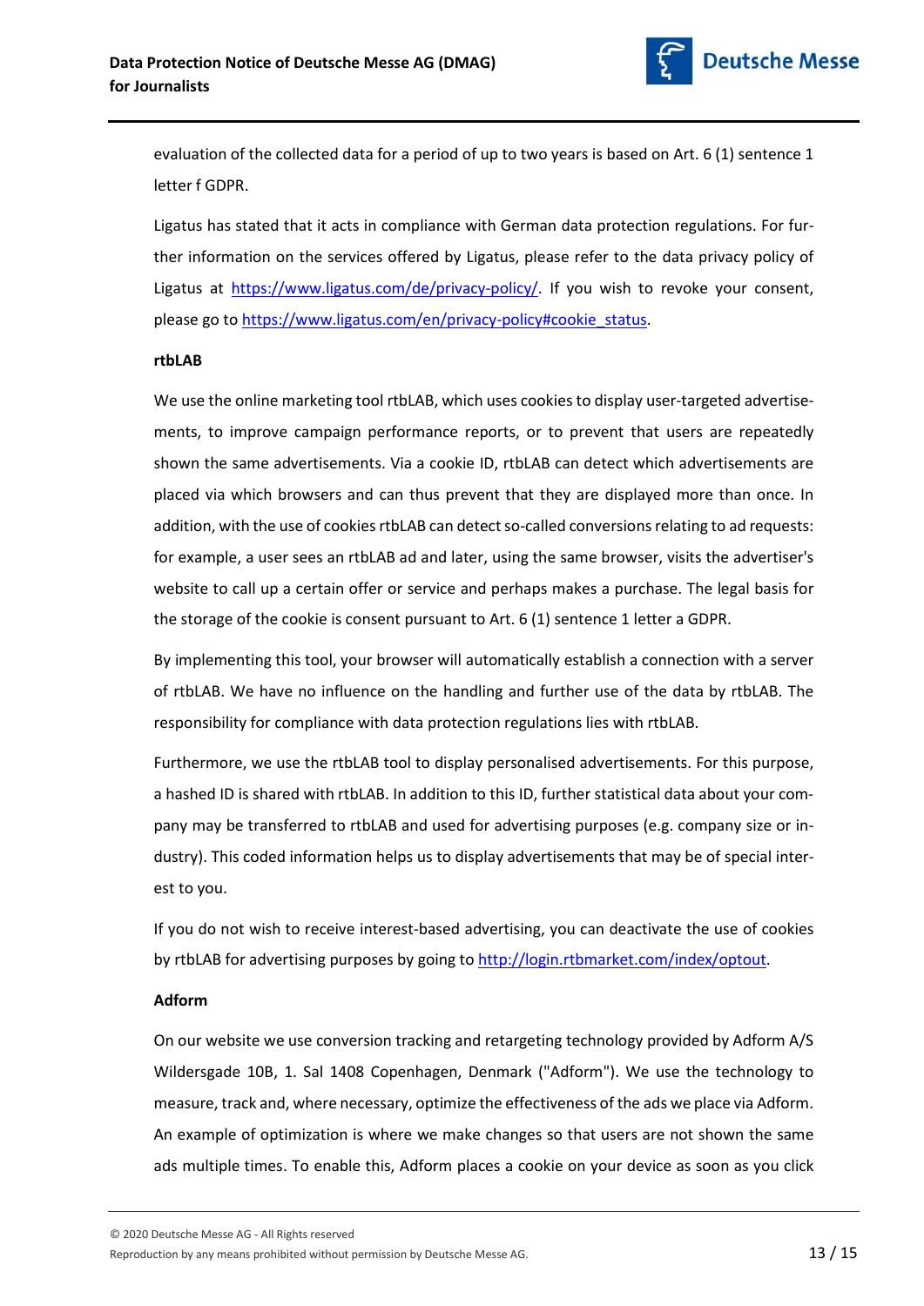evaluation of the collected data for a period of up to two years is based on Art. 6 (1) sentence 1 letter f GDPR.

Ligatus has stated that it acts in compliance with German data protection regulations. For further information on the services offered by Ligatus, please refer to the data privacy policy of Ligatus at https://www.ligatus.com/de/privacy-policy/. If you wish to revoke your consent, please go to https://www.ligatus.com/en/privacy-policy#cookie_status.

**rtbLAB**

We use the online marketing tool rtbLAB, which uses cookies to display user-targeted advertisements, to improve campaign performance reports, or to prevent that users are repeatedly shown the same advertisements. Via a cookie ID, rtbLAB can detect which advertisements are placed via which browsers and can thus prevent that they are displayed more than once. In addition, with the use of cookies rtbLAB can detect so-called conversions relating to ad requests: for example, a user sees an rtbLAB ad and later, using the same browser, visits the advertiser's website to call up a certain offer or service and perhaps makes a purchase. The legal basis for the storage of the cookie is consent pursuant to Art. 6 (1) sentence 1 letter a GDPR.

By implementing this tool, your browser will automatically establish a connection with a server of rtbLAB. We have no influence on the handling and further use of the data by rtbLAB. The responsibility for compliance with data protection regulations lies with rtbLAB.

Furthermore, we use the rtbLAB tool to display personalised advertisements. For this purpose, a hashed ID is shared with rtbLAB. In addition to this ID, further statistical data about your company may be transferred to rtbLAB and used for advertising purposes (e.g. company size or industry). This coded information helps us to display advertisements that may be of special interest to you.

If you do not wish to receive interest-based advertising, you can deactivate the use of cookies by rtbLAB for advertising purposes by going to http://login.rtbmarket.com/index/optout.

**Adform**

On our website we use conversion tracking and retargeting technology provided by Adform A/S Wildersgade 10B, 1. Sal 1408 Copenhagen, Denmark ("Adform"). We use the technology to measure, track and, where necessary, optimize the effectiveness of the ads we place via Adform. An example of optimization is where we make changes so that users are not shown the same ads multiple times. To enable this, Adform places a cookie on your device as soon as you click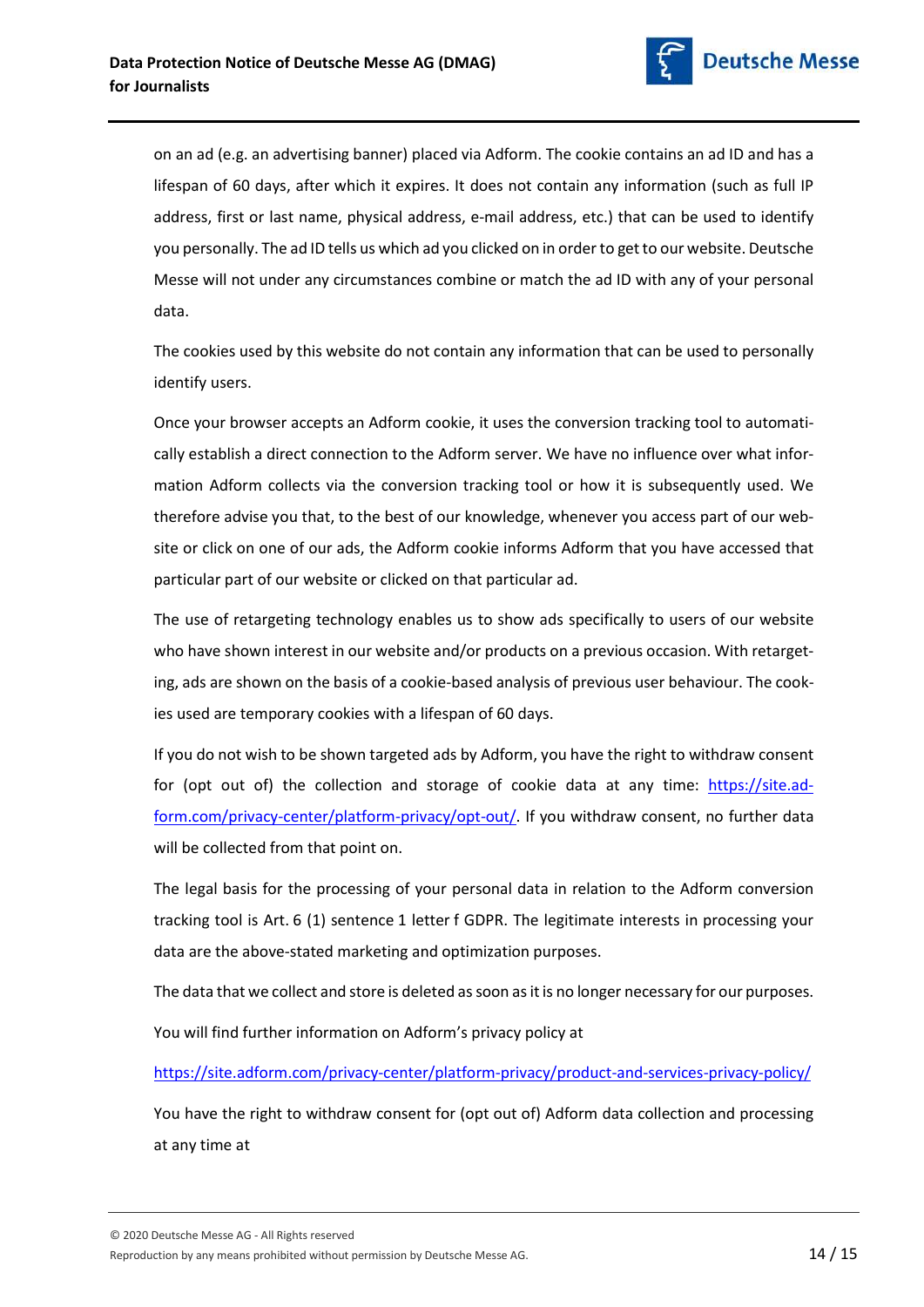on an ad (e.g. an advertising banner) placed via Adform. The cookie contains an ad ID and has a lifespan of 60 days, after which it expires. It does not contain any information (such as full IP address, first or last name, physical address, e-mail address, etc.) that can be used to identify you personally. The ad ID tells us which ad you clicked on in order to get to our website. Deutsche Messe will not under any circumstances combine or match the ad ID with any of your personal data.

The cookies used by this website do not contain any information that can be used to personally identify users.

Once your browser accepts an Adform cookie, it uses the conversion tracking tool to automatically establish a direct connection to the Adform server. We have no influence over what information Adform collects via the conversion tracking tool or how it is subsequently used. We therefore advise you that, to the best of our knowledge, whenever you access part of our website or click on one of our ads, the Adform cookie informs Adform that you have accessed that particular part of our website or clicked on that particular ad.

The use of retargeting technology enables us to show ads specifically to users of our website who have shown interest in our website and/or products on a previous occasion. With retargeting, ads are shown on the basis of a cookie-based analysis of previous user behaviour. The cookies used are temporary cookies with a lifespan of 60 days.

If you do not wish to be shown targeted ads by Adform, you have the right to withdraw consent for (opt out of) the collection and storage of cookie data at any time: [https://site.adform.com/privacy-center/platform-privacy/opt-out/](https://site.adform.com/privacy-center/platform-privacy/opt-out/). If you withdraw consent, no further data will be collected from that point on.

The legal basis for the processing of your personal data in relation to the Adform conversion tracking tool is Art. 6 (1) sentence 1 letter f GDPR. The legitimate interests in processing your data are the above-stated marketing and optimization purposes.

The data that we collect and store is deleted as soon as it is no longer necessary for our purposes.

You will find further information on Adform's privacy policy at

[https://site.adform.com/privacy-center/platform-privacy/product-and-services-privacy-policy/](https://site.adform.com/privacy-center/platform-privacy/product-and-services-privacy-policy/)

You have the right to withdraw consent for (opt out of) Adform data collection and processing at any time at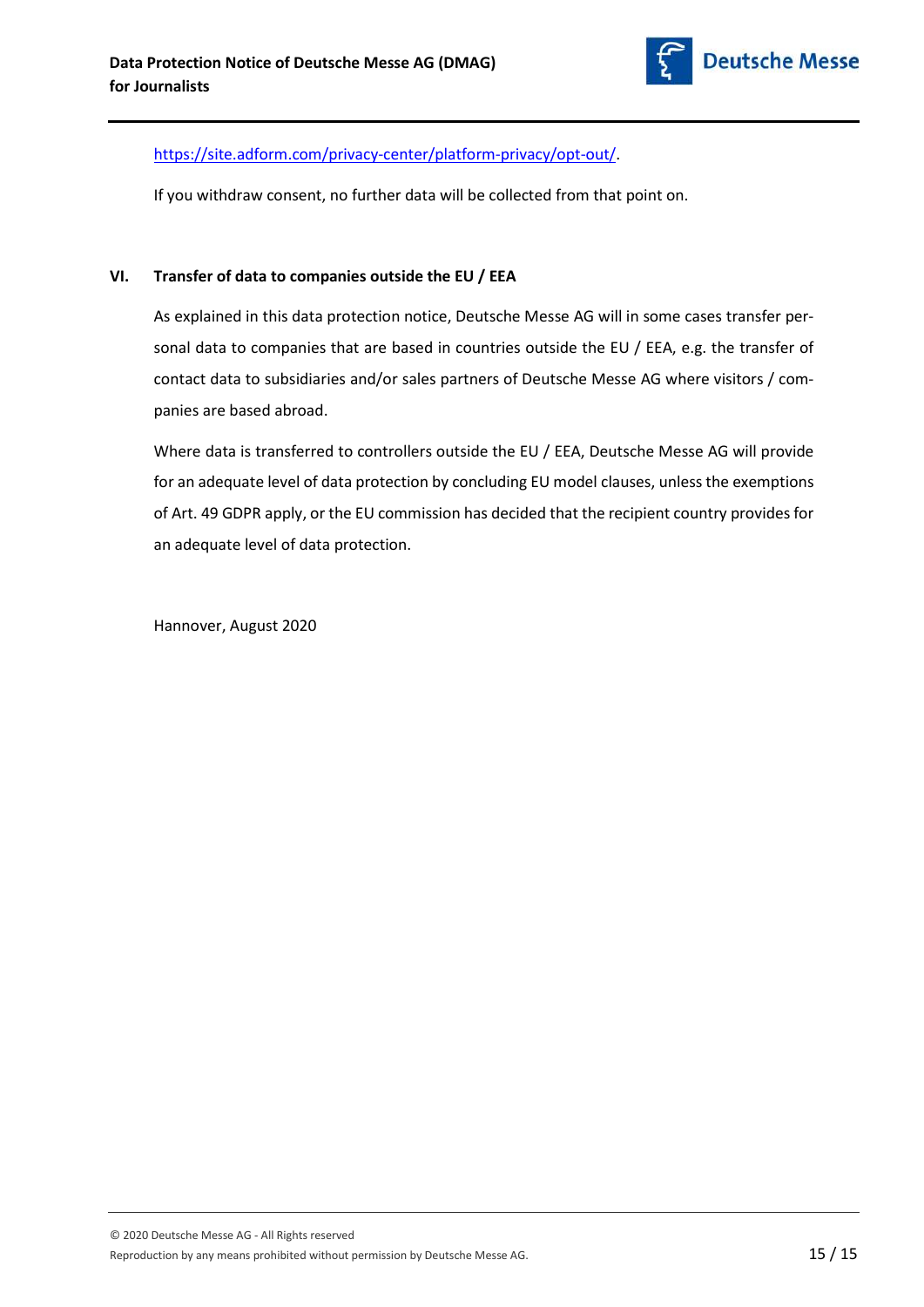https://site.adform.com/privacy-center/platform-privacy/opt-out/.

If you withdraw consent, no further data will be collected from that point on.

## VI. Transfer of data to companies outside the EU / EEA

As explained in this data protection notice, Deutsche Messe AG will in some cases transfer personal data to companies that are based in countries outside the EU / EEA, e.g. the transfer of contact data to subsidiaries and/or sales partners of Deutsche Messe AG where visitors / companies are based abroad.

Where data is transferred to controllers outside the EU / EEA, Deutsche Messe AG will provide for an adequate level of data protection by concluding EU model clauses, unless the exemptions of Art. 49 GDPR apply, or the EU commission has decided that the recipient country provides for an adequate level of data protection.

Hannover, August 2020